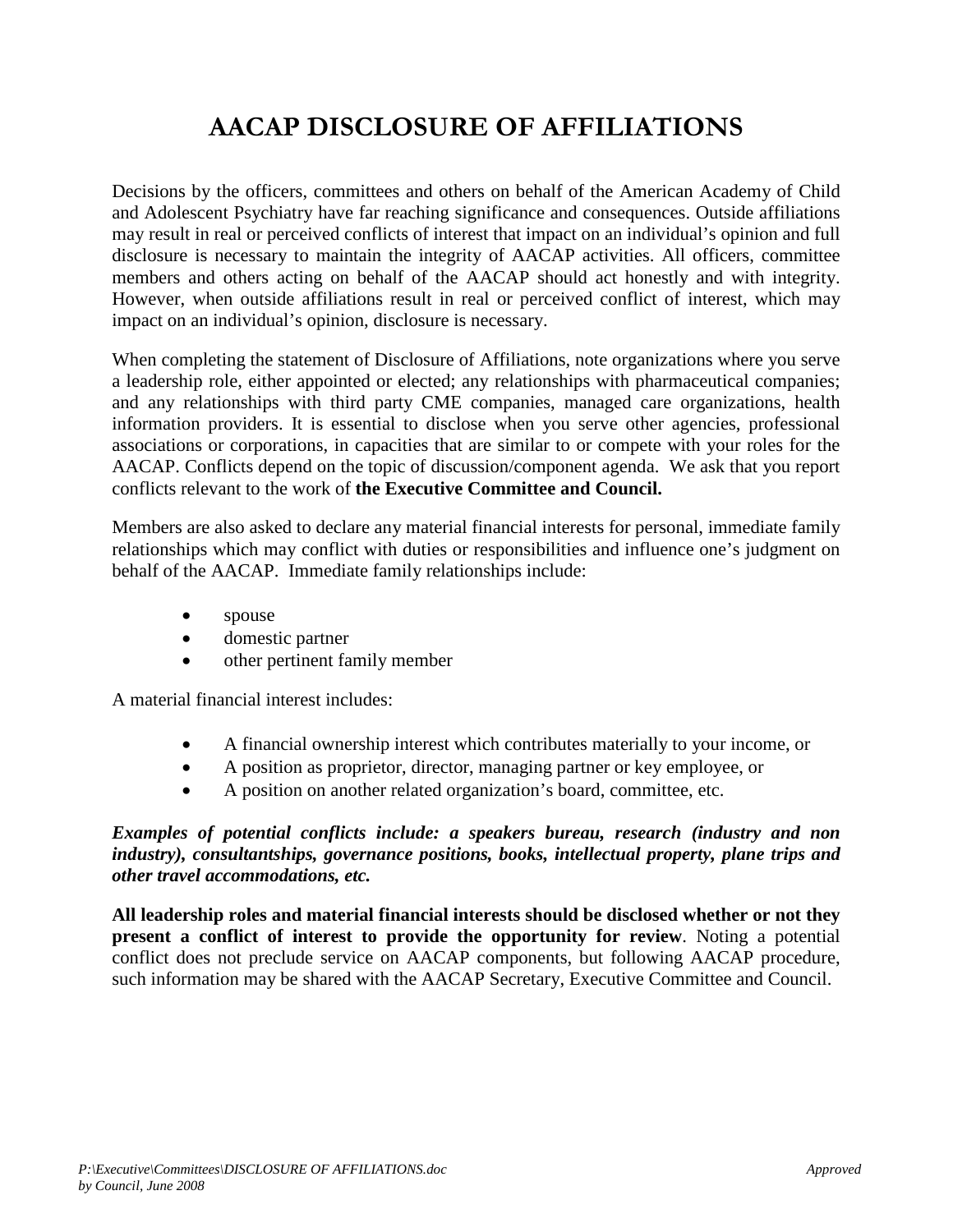# AACAP DISCLOSURE OF AFFILIATIONS

Decisions by the officers, committees and others on behalf of the American Academy of Child and Adolescent Psychiatry have far reaching significance and consequences. Outside affiliations may result in real or perceived conflicts of interest that impact on an individual's opinion and full disclosure is necessary to maintain the integrity of AACAP activities. All officers, committee members and others acting on behalf of the AACAP should act honestly and with integrity. However, when outside affiliations result in real or perceived conflict of interest, which may impact on an individual's opinion, disclosure is necessary.

When completing the statement of Disclosure of Affiliations, note organizations where you serve a leadership role, either appointed or elected; any relationships with pharmaceutical companies; and any relationships with third party CME companies, managed care organizations, health information providers. It is essential to disclose when you serve other agencies, professional associations or corporations, in capacities that are similar to or compete with your roles for the AACAP. Conflicts depend on the topic of discussion/component agenda. We ask that you report conflicts relevant to the work of **the Executive Committee and Council.**

Members are also asked to declare any material financial interests for personal, immediate family relationships which may conflict with duties or responsibilities and influence one's judgment on behalf of the AACAP. Immediate family relationships include:

- spouse
- domestic partner
- other pertinent family member

A material financial interest includes:

- A financial ownership interest which contributes materially to your income, or
- A position as proprietor, director, managing partner or key employee, or
- A position on another related organization's board, committee, etc.

***Examples of potential conflicts include: a speakers bureau, research (industry and non industry), consultantships, governance positions, books, intellectual property, plane trips and other travel accommodations, etc.***

**All leadership roles and material financial interests should be disclosed whether or not they present a conflict of interest to provide the opportunity for review**. Noting a potential conflict does not preclude service on AACAP components, but following AACAP procedure, such information may be shared with the AACAP Secretary, Executive Committee and Council.

*P:\Executive\Committees\DISCLOSURE OF AFFILIATIONS.doc Approved by Council, June 2008*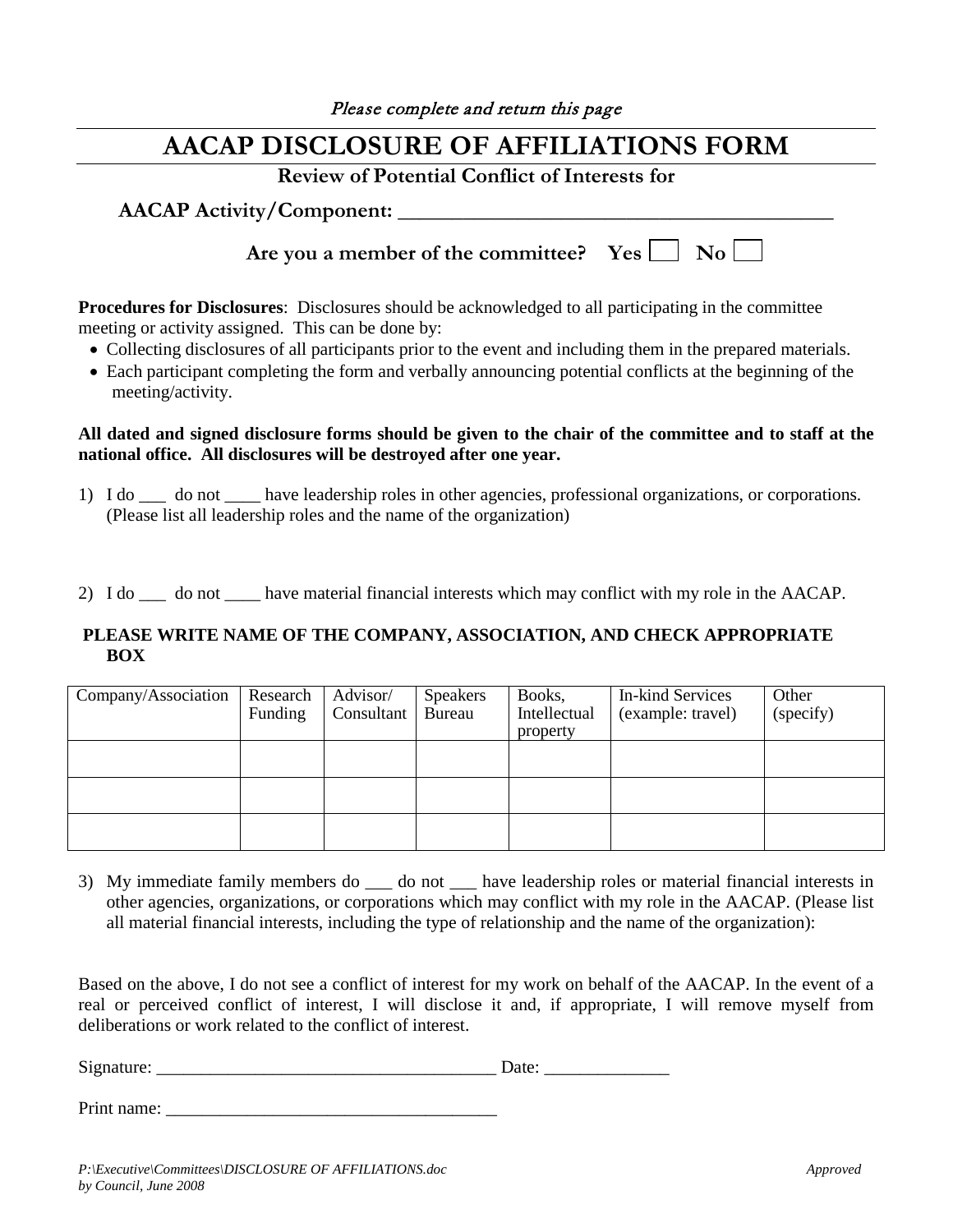*Please complete and return this page*

# AACAP DISCLOSURE OF AFFILIATIONS FORM

**Review of Potential Conflict of Interests for**

**AACAP Activity/Component: ________________________________________**

**Are you a member of the committee? Yes ☐ No ☐**

**Procedures for Disclosures**: Disclosures should be acknowledged to all participating in the committee meeting or activity assigned. This can be done by:

- Collecting disclosures of all participants prior to the event and including them in the prepared materials.
- Each participant completing the form and verbally announcing potential conflicts at the beginning of the meeting/activity.

**All dated and signed disclosure forms should be given to the chair of the committee and to staff at the national office. All disclosures will be destroyed after one year.**

1) I do ___ do not ____ have leadership roles in other agencies, professional organizations, or corporations. (Please list all leadership roles and the name of the organization)

2) I do ___ do not ____ have material financial interests which may conflict with my role in the AACAP.

**PLEASE WRITE NAME OF THE COMPANY, ASSOCIATION, AND CHECK APPROPRIATE BOX**

| Company/Association | Research Funding | Advisor/ Consultant | Speakers Bureau | Books, Intellectual property | In-kind Services (example: travel) | Other (specify) |
|---|---|---|---|---|---|---|
| | | | | | | |
| | | | | | | |
| | | | | | | |

3) My immediate family members do ___ do not ___ have leadership roles or material financial interests in other agencies, organizations, or corporations which may conflict with my role in the AACAP. (Please list all material financial interests, including the type of relationship and the name of the organization):

Based on the above, I do not see a conflict of interest for my work on behalf of the AACAP. In the event of a real or perceived conflict of interest, I will disclose it and, if appropriate, I will remove myself from deliberations or work related to the conflict of interest.

Signature: ______________________________________ Date: _____________

Print name: ____________________________________

*P:\Executive\Committees\DISCLOSURE OF AFFILIATIONS.doc Approved by Council, June 2008*